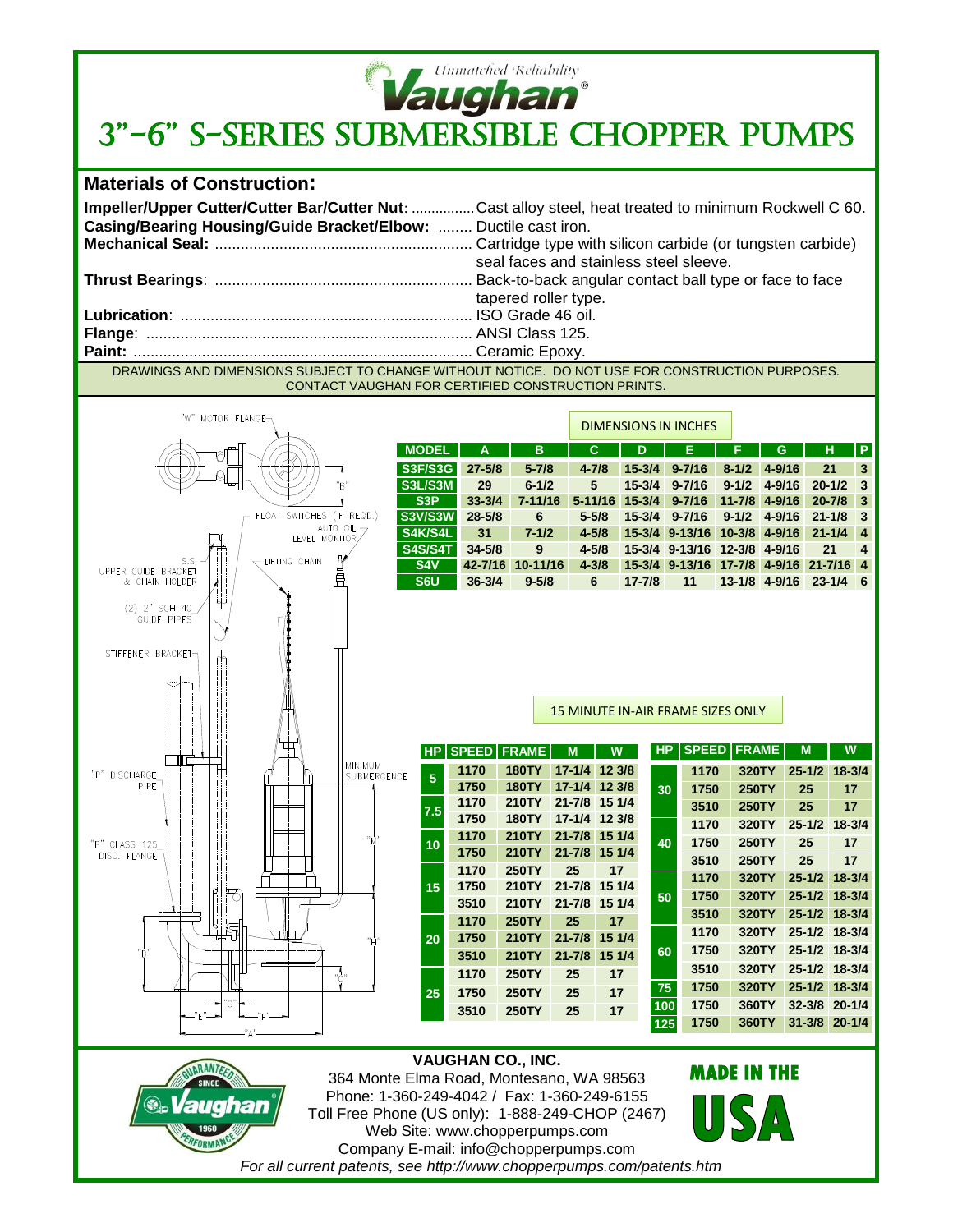*Unmatched Reliability*

**Vaughan®**

# 3"-6" S-SERIES SUBMERSIBLE CHOPPER PUMPS

## Materials of Construction:

**Impeller/Upper Cutter/Cutter Bar/Cutter Nut**: ................Cast alloy steel, heat treated to minimum Rockwell C 60.
**Casing/Bearing Housing/Guide Bracket/Elbow:** ........ Ductile cast iron.
**Mechanical Seal:** ........................................................... Cartridge type with silicon carbide (or tungsten carbide) seal faces and stainless steel sleeve.
**Thrust Bearings**: ........................................................... Back-to-back angular contact ball type or face to face tapered roller type.
**Lubrication**: .................................................................... ISO Grade 46 oil.
**Flange**: ........................................................................... ANSI Class 125.
**Paint:** .............................................................................. Ceramic Epoxy.

DRAWINGS AND DIMENSIONS SUBJECT TO CHANGE WITHOUT NOTICE. DO NOT USE FOR CONSTRUCTION PURPOSES. CONTACT VAUGHAN FOR CERTIFIED CONSTRUCTION PRINTS.

"W" MOTOR FLANGE, "E", FLOAT SWITCHES (IF REQD.), AUTO OIL LEVEL MONITOR, S.S. UPPER GUIDE BRACKET & CHAIN HOLDER, LIFTING CHAIN, (2) 2" SCH 40 GUIDE PIPES, STIFFENER BRACKET, "P" DISCHARGE PIPE, MINIMUM SUBMERGENCE, "M", "P" CLASS 125 DISC. FLANGE, "H", "D", "C", "G", "E", "F", "A"

DIMENSIONS IN INCHES

| MODEL | A | B | C | D | E | F | G | H | P |
|---|---|---|---|---|---|---|---|---|---|
| S3F/S3G | 27-5/8 | 5-7/8 | 4-7/8 | 15-3/4 | 9-7/16 | 8-1/2 | 4-9/16 | 21 | 3 |
| S3L/S3M | 29 | 6-1/2 | 5 | 15-3/4 | 9-7/16 | 9-1/2 | 4-9/16 | 20-1/2 | 3 |
| S3P | 33-3/4 | 7-11/16 | 5-11/16 | 15-3/4 | 9-7/16 | 11-7/8 | 4-9/16 | 20-7/8 | 3 |
| S3V/S3W | 28-5/8 | 6 | 5-5/8 | 15-3/4 | 9-7/16 | 9-1/2 | 4-9/16 | 21-1/8 | 3 |
| S4K/S4L | 31 | 7-1/2 | 4-5/8 | 15-3/4 | 9-13/16 | 10-3/8 | 4-9/16 | 21-1/4 | 4 |
| S4S/S4T | 34-5/8 | 9 | 4-5/8 | 15-3/4 | 9-13/16 | 12-3/8 | 4-9/16 | 21 | 4 |
| S4V | 42-7/16 | 10-11/16 | 4-3/8 | 15-3/4 | 9-13/16 | 17-7/8 | 4-9/16 | 21-7/16 | 4 |
| S6U | 36-3/4 | 9-5/8 | 6 | 17-7/8 | 11 | 13-1/8 | 4-9/16 | 23-1/4 | 6 |

15 MINUTE IN-AIR FRAME SIZES ONLY

| HP | SPEED | FRAME | M | W |
|---|---|---|---|---|
| 5 | 1170 | 180TY | 17-1/4 | 12 3/8 |
| | 1750 | 180TY | 17-1/4 | 12 3/8 |
| 7.5 | 1170 | 210TY | 21-7/8 | 15 1/4 |
| | 1750 | 180TY | 17-1/4 | 12 3/8 |
| 10 | 1170 | 210TY | 21-7/8 | 15 1/4 |
| | 1750 | 210TY | 21-7/8 | 15 1/4 |
| 15 | 1170 | 250TY | 25 | 17 |
| | 1750 | 210TY | 21-7/8 | 15 1/4 |
| | 3510 | 210TY | 21-7/8 | 15 1/4 |
| 20 | 1170 | 250TY | 25 | 17 |
| | 1750 | 210TY | 21-7/8 | 15 1/4 |
| | 3510 | 210TY | 21-7/8 | 15 1/4 |
| 25 | 1170 | 250TY | 25 | 17 |
| | 1750 | 250TY | 25 | 17 |
| | 3510 | 250TY | 25 | 17 |

| HP | SPEED | FRAME | M | W |
|---|---|---|---|---|
| 30 | 1170 | 320TY | 25-1/2 | 18-3/4 |
| | 1750 | 250TY | 25 | 17 |
| | 3510 | 250TY | 25 | 17 |
| 40 | 1170 | 320TY | 25-1/2 | 18-3/4 |
| | 1750 | 250TY | 25 | 17 |
| | 3510 | 250TY | 25 | 17 |
| 50 | 1170 | 320TY | 25-1/2 | 18-3/4 |
| | 1750 | 320TY | 25-1/2 | 18-3/4 |
| | 3510 | 320TY | 25-1/2 | 18-3/4 |
| 60 | 1170 | 320TY | 25-1/2 | 18-3/4 |
| | 1750 | 320TY | 25-1/2 | 18-3/4 |
| | 3510 | 320TY | 25-1/2 | 18-3/4 |
| 75 | 1750 | 320TY | 25-1/2 | 18-3/4 |
| 100 | 1750 | 360TY | 32-3/8 | 20-1/4 |
| 125 | 1750 | 360TY | 31-3/8 | 20-1/4 |

GUARANTEED PERFORMANCE SINCE 1960 Vaughan

**VAUGHAN CO., INC.**
364 Monte Elma Road, Montesano, WA 98563
Phone: 1-360-249-4042 / Fax: 1-360-249-6155
Toll Free Phone (US only): 1-888-249-CHOP (2467)
Web Site: www.chopperpumps.com
Company E-mail: info@chopperpumps.com
*For all current patents, see http://www.chopperpumps.com/patents.htm*

MADE IN THE USA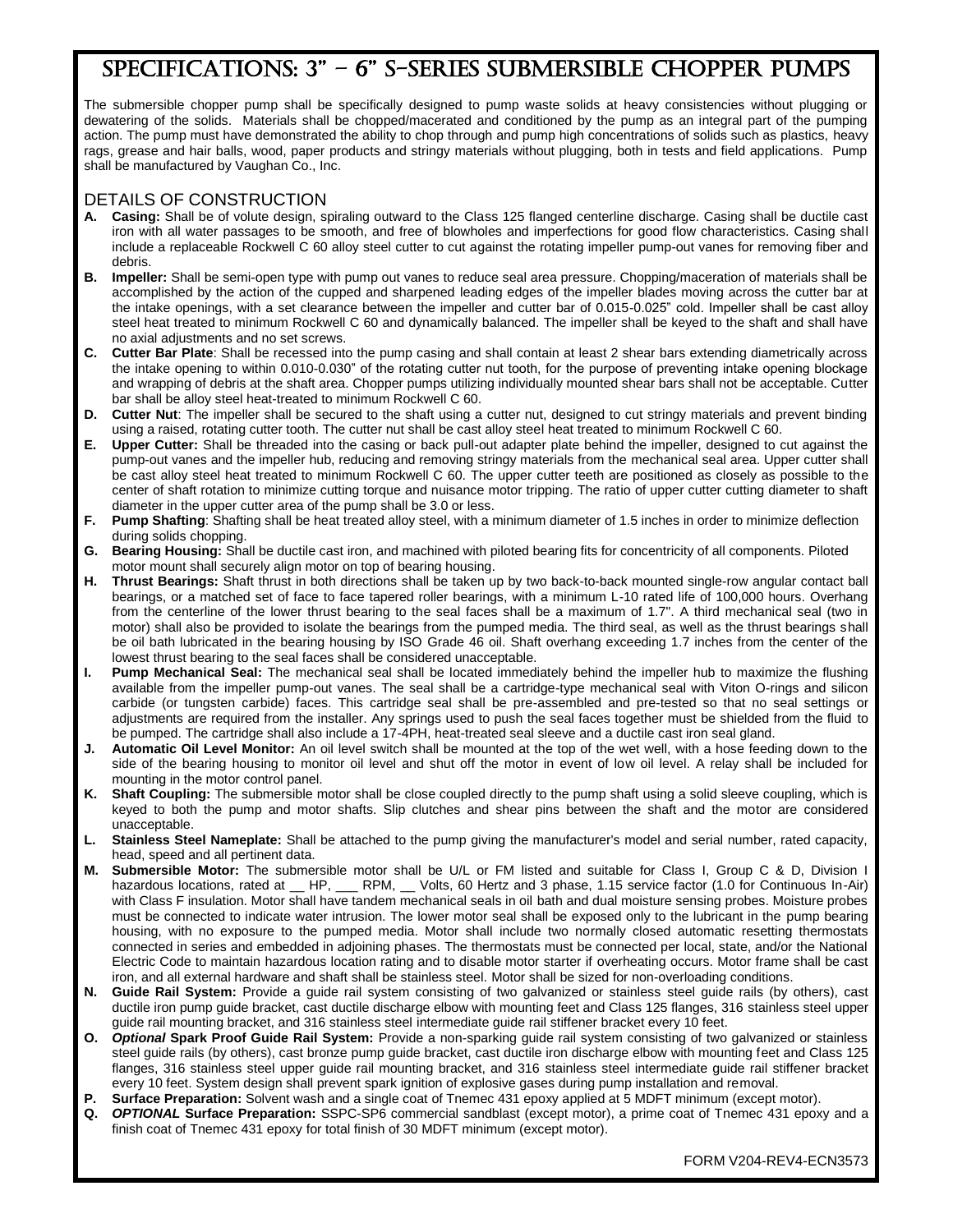// Page 2 of 2 — d74a04f4c1bb
# SPECIFICATIONS: 3" - 6" S-SERIES SUBMERSIBLE CHOPPER PUMPS

The submersible chopper pump shall be specifically designed to pump waste solids at heavy consistencies without plugging or dewatering of the solids. Materials shall be chopped/macerated and conditioned by the pump as an integral part of the pumping action. The pump must have demonstrated the ability to chop through and pump high concentrations of solids such as plastics, heavy rags, grease and hair balls, wood, paper products and stringy materials without plugging, both in tests and field applications. Pump shall be manufactured by Vaughan Co., Inc.

## DETAILS OF CONSTRUCTION

**A. Casing:** Shall be of volute design, spiraling outward to the Class 125 flanged centerline discharge. Casing shall be ductile cast iron with all water passages to be smooth, and free of blowholes and imperfections for good flow characteristics. Casing shall include a replaceable Rockwell C 60 alloy steel cutter to cut against the rotating impeller pump-out vanes for removing fiber and debris.

**B. Impeller:** Shall be semi-open type with pump out vanes to reduce seal area pressure. Chopping/maceration of materials shall be accomplished by the action of the cupped and sharpened leading edges of the impeller blades moving across the cutter bar at the intake openings, with a set clearance between the impeller and cutter bar of 0.015-0.025" cold. Impeller shall be cast alloy steel heat treated to minimum Rockwell C 60 and dynamically balanced. The impeller shall be keyed to the shaft and shall have no axial adjustments and no set screws.

**C. Cutter Bar Plate**: Shall be recessed into the pump casing and shall contain at least 2 shear bars extending diametrically across the intake opening to within 0.010-0.030" of the rotating cutter nut tooth, for the purpose of preventing intake opening blockage and wrapping of debris at the shaft area. Chopper pumps utilizing individually mounted shear bars shall not be acceptable. Cutter bar shall be alloy steel heat-treated to minimum Rockwell C 60.

**D. Cutter Nut**: The impeller shall be secured to the shaft using a cutter nut, designed to cut stringy materials and prevent binding using a raised, rotating cutter tooth. The cutter nut shall be cast alloy steel heat treated to minimum Rockwell C 60.

**E. Upper Cutter:** Shall be threaded into the casing or back pull-out adapter plate behind the impeller, designed to cut against the pump-out vanes and the impeller hub, reducing and removing stringy materials from the mechanical seal area. Upper cutter shall be cast alloy steel heat treated to minimum Rockwell C 60. The upper cutter teeth are positioned as closely as possible to the center of shaft rotation to minimize cutting torque and nuisance motor tripping. The ratio of upper cutter cutting diameter to shaft diameter in the upper cutter area of the pump shall be 3.0 or less.

**F. Pump Shafting**: Shafting shall be heat treated alloy steel, with a minimum diameter of 1.5 inches in order to minimize deflection during solids chopping.

**G. Bearing Housing:** Shall be ductile cast iron, and machined with piloted bearing fits for concentricity of all components. Piloted motor mount shall securely align motor on top of bearing housing.

**H. Thrust Bearings:** Shaft thrust in both directions shall be taken up by two back-to-back mounted single-row angular contact ball bearings, or a matched set of face to face tapered roller bearings, with a minimum L-10 rated life of 100,000 hours. Overhang from the centerline of the lower thrust bearing to the seal faces shall be a maximum of 1.7". A third mechanical seal (two in motor) shall also be provided to isolate the bearings from the pumped media. The third seal, as well as the thrust bearings shall be oil bath lubricated in the bearing housing by ISO Grade 46 oil. Shaft overhang exceeding 1.7 inches from the center of the lowest thrust bearing to the seal faces shall be considered unacceptable.

**I. Pump Mechanical Seal:** The mechanical seal shall be located immediately behind the impeller hub to maximize the flushing available from the impeller pump-out vanes. The seal shall be a cartridge-type mechanical seal with Viton O-rings and silicon carbide (or tungsten carbide) faces. This cartridge seal shall be pre-assembled and pre-tested so that no seal settings or adjustments are required from the installer. Any springs used to push the seal faces together must be shielded from the fluid to be pumped. The cartridge shall also include a 17-4PH, heat-treated seal sleeve and a ductile cast iron seal gland.

**J. Automatic Oil Level Monitor:** An oil level switch shall be mounted at the top of the wet well, with a hose feeding down to the side of the bearing housing to monitor oil level and shut off the motor in event of low oil level. A relay shall be included for mounting in the motor control panel.

**K. Shaft Coupling:** The submersible motor shall be close coupled directly to the pump shaft using a solid sleeve coupling, which is keyed to both the pump and motor shafts. Slip clutches and shear pins between the shaft and the motor are considered unacceptable.

**L. Stainless Steel Nameplate:** Shall be attached to the pump giving the manufacturer's model and serial number, rated capacity, head, speed and all pertinent data.

**M. Submersible Motor:** The submersible motor shall be U/L or FM listed and suitable for Class I, Group C & D, Division I hazardous locations, rated at __ HP, ___ RPM, __ Volts, 60 Hertz and 3 phase, 1.15 service factor (1.0 for Continuous In-Air) with Class F insulation. Motor shall have tandem mechanical seals in oil bath and dual moisture sensing probes. Moisture probes must be connected to indicate water intrusion. The lower motor seal shall be exposed only to the lubricant in the pump bearing housing, with no exposure to the pumped media. Motor shall include two normally closed automatic resetting thermostats connected in series and embedded in adjoining phases. The thermostats must be connected per local, state, and/or the National Electric Code to maintain hazardous location rating and to disable motor starter if overheating occurs. Motor frame shall be cast iron, and all external hardware and shaft shall be stainless steel. Motor shall be sized for non-overloading conditions.

**N. Guide Rail System:** Provide a guide rail system consisting of two galvanized or stainless steel guide rails (by others), cast ductile iron pump guide bracket, cast ductile discharge elbow with mounting feet and Class 125 flanges, 316 stainless steel upper guide rail mounting bracket, and 316 stainless steel intermediate guide rail stiffener bracket every 10 feet.

**O. *Optional* Spark Proof Guide Rail System:** Provide a non-sparking guide rail system consisting of two galvanized or stainless steel guide rails (by others), cast bronze pump guide bracket, cast ductile iron discharge elbow with mounting feet and Class 125 flanges, 316 stainless steel upper guide rail mounting bracket, and 316 stainless steel intermediate guide rail stiffener bracket every 10 feet. System design shall prevent spark ignition of explosive gases during pump installation and removal.

**P. Surface Preparation:** Solvent wash and a single coat of Tnemec 431 epoxy applied at 5 MDFT minimum (except motor).

**Q. *OPTIONAL* Surface Preparation:** SSPC-SP6 commercial sandblast (except motor), a prime coat of Tnemec 431 epoxy and a finish coat of Tnemec 431 epoxy for total finish of 30 MDFT minimum (except motor).

FORM V204-REV4-ECN3573